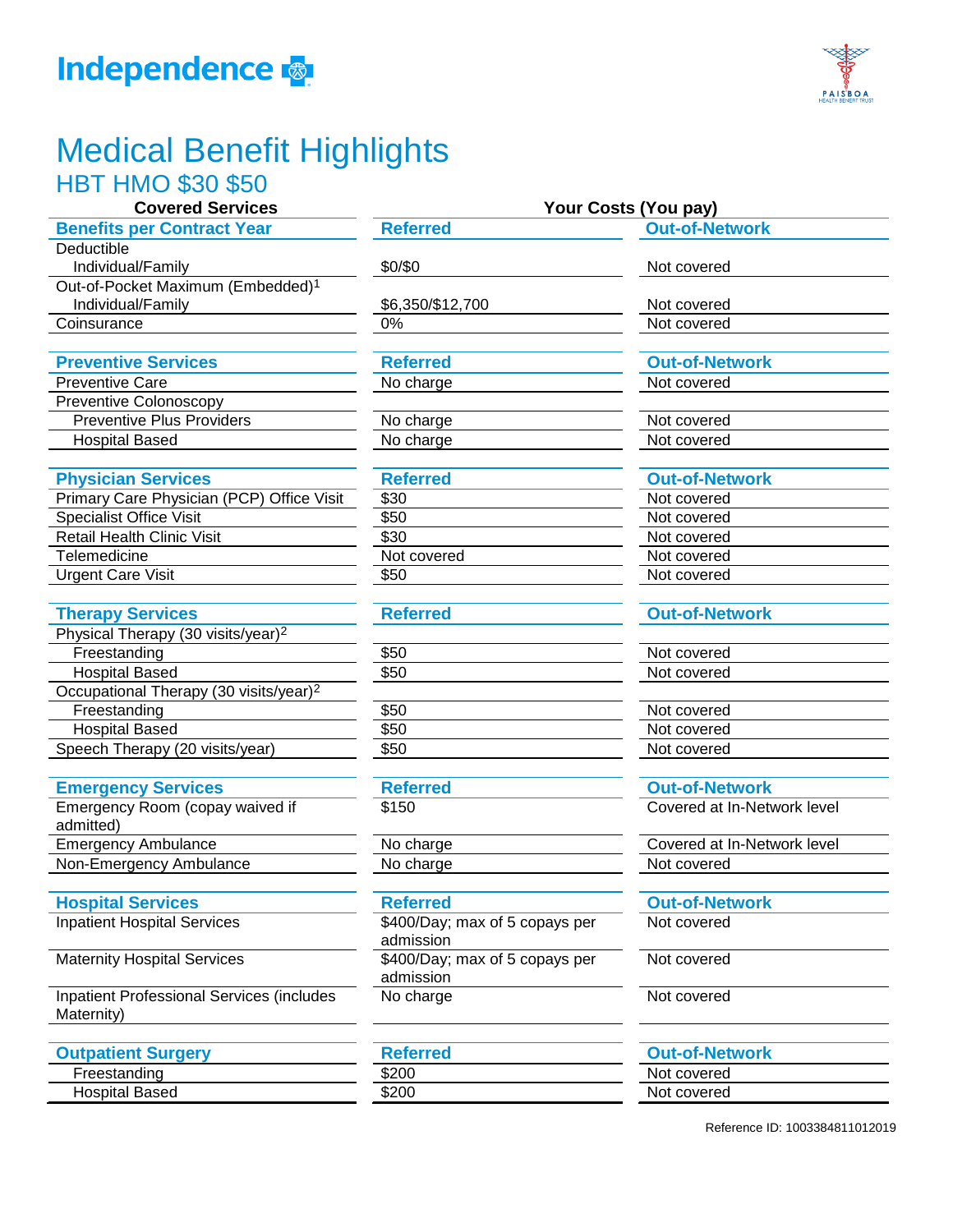Independence

# Medical Benefit Highlights

## HBT HMO $30 $50

| Covered Services | Your Costs (You pay) | |
|---|---|---|
| **Benefits per Contract Year** | **Referred** | **Out-of-Network** |
| Deductible | | |
| Individual/Family | $0/$0 | Not covered |
| Out-of-Pocket Maximum (Embedded)[1] | | |
| Individual/Family | $6,350/$12,700 | Not covered |
| Coinsurance | 0% | Not covered |
| **Preventive Services** | **Referred** | **Out-of-Network** |
| Preventive Care | No charge | Not covered |
| Preventive Colonoscopy | | |
| Preventive Plus Providers | No charge | Not covered |
| Hospital Based | No charge | Not covered |
| **Physician Services** | **Referred** | **Out-of-Network** |
| Primary Care Physician (PCP) Office Visit | $30 | Not covered |
| Specialist Office Visit | $50 | Not covered |
| Retail Health Clinic Visit | $30 | Not covered |
| Telemedicine | Not covered | Not covered |
| Urgent Care Visit | $50 | Not covered |
| **Therapy Services** | **Referred** | **Out-of-Network** |
| Physical Therapy (30 visits/year)[2] | | |
| Freestanding | $50 | Not covered |
| Hospital Based | $50 | Not covered |
| Occupational Therapy (30 visits/year)[2] | | |
| Freestanding | $50 | Not covered |
| Hospital Based | $50 | Not covered |
| Speech Therapy (20 visits/year) | $50 | Not covered |
| **Emergency Services** | **Referred** | **Out-of-Network** |
| Emergency Room (copay waived if admitted) | $150 | Covered at In-Network level |
| Emergency Ambulance | No charge | Covered at In-Network level |
| Non-Emergency Ambulance | No charge | Not covered |
| **Hospital Services** | **Referred** | **Out-of-Network** |
| Inpatient Hospital Services | $400/Day; max of 5 copays per admission | Not covered |
| Maternity Hospital Services | $400/Day; max of 5 copays per admission | Not covered |
| Inpatient Professional Services (includes Maternity) | No charge | Not covered |
| **Outpatient Surgery** | **Referred** | **Out-of-Network** |
| Freestanding | $200 | Not covered |
| Hospital Based | $200 | Not covered |

Reference ID: 1003384811012019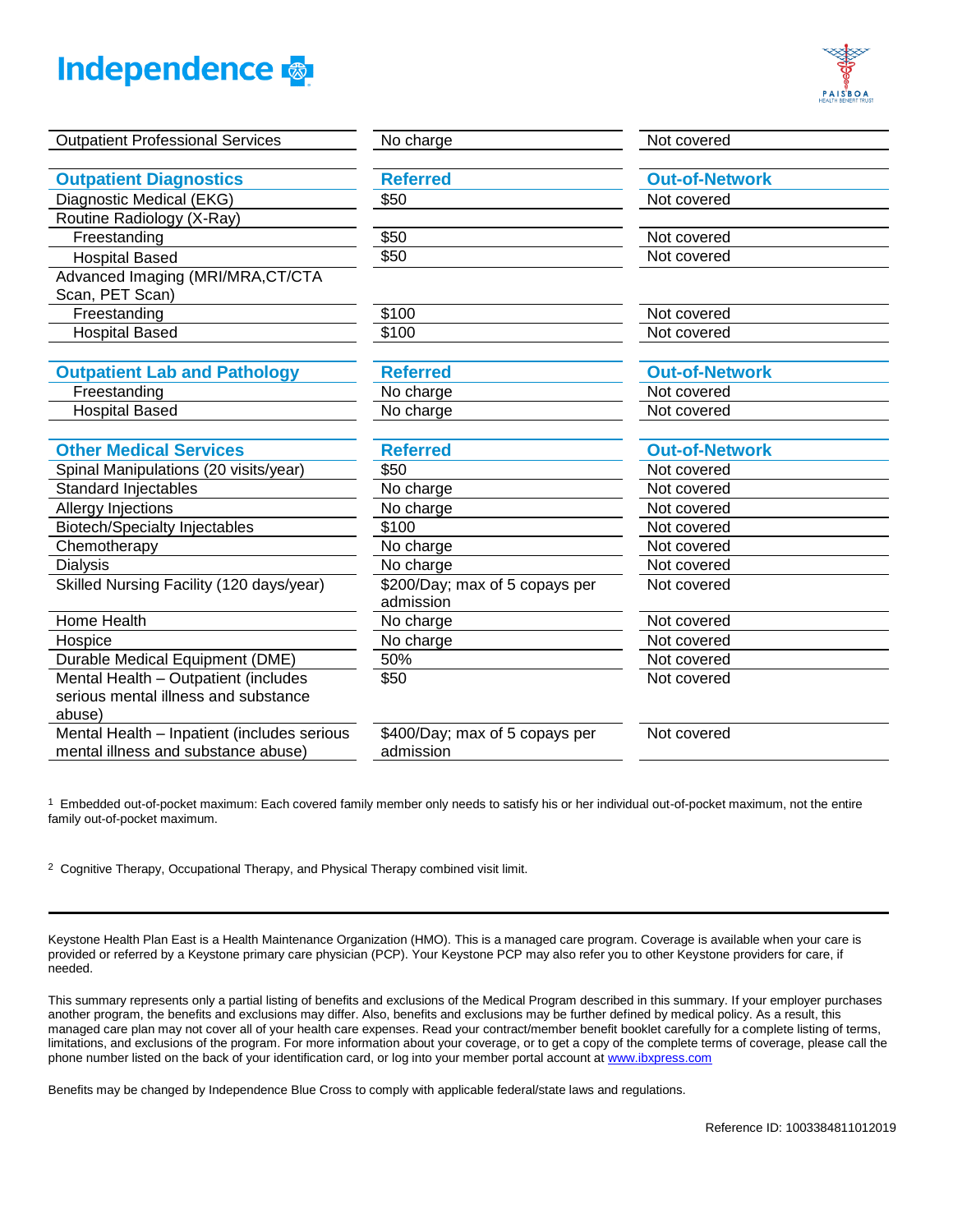| Outpatient Professional Services | No charge | Not covered |
|---|---|---|

| Outpatient Diagnostics | Referred | Out-of-Network |
|---|---|---|
| Diagnostic Medical (EKG) | $50 | Not covered |
| Routine Radiology (X-Ray) | | |
| Freestanding | $50 | Not covered |
| Hospital Based | $50 | Not covered |
| Advanced Imaging (MRI/MRA,CT/CTA Scan, PET Scan) | | |
| Freestanding | $100 | Not covered |
| Hospital Based | $100 | Not covered |

| Outpatient Lab and Pathology | Referred | Out-of-Network |
|---|---|---|
| Freestanding | No charge | Not covered |
| Hospital Based | No charge | Not covered |

| Other Medical Services | Referred | Out-of-Network |
|---|---|---|
| Spinal Manipulations (20 visits/year) | $50 | Not covered |
| Standard Injectables | No charge | Not covered |
| Allergy Injections | No charge | Not covered |
| Biotech/Specialty Injectables | $100 | Not covered |
| Chemotherapy | No charge | Not covered |
| Dialysis | No charge | Not covered |
| Skilled Nursing Facility (120 days/year) | $200/Day; max of 5 copays per admission | Not covered |
| Home Health | No charge | Not covered |
| Hospice | No charge | Not covered |
| Durable Medical Equipment (DME) | 50% | Not covered |
| Mental Health – Outpatient (includes serious mental illness and substance abuse) | $50 | Not covered |
| Mental Health – Inpatient (includes serious mental illness and substance abuse) | $400/Day; max of 5 copays per admission | Not covered |

[1] Embedded out-of-pocket maximum: Each covered family member only needs to satisfy his or her individual out-of-pocket maximum, not the entire family out-of-pocket maximum.

[2] Cognitive Therapy, Occupational Therapy, and Physical Therapy combined visit limit.

---

Keystone Health Plan East is a Health Maintenance Organization (HMO). This is a managed care program. Coverage is available when your care is provided or referred by a Keystone primary care physician (PCP). Your Keystone PCP may also refer you to other Keystone providers for care, if needed.

This summary represents only a partial listing of benefits and exclusions of the Medical Program described in this summary. If your employer purchases another program, the benefits and exclusions may differ. Also, benefits and exclusions may be further defined by medical policy. As a result, this managed care plan may not cover all of your health care expenses. Read your contract/member benefit booklet carefully for a complete listing of terms, limitations, and exclusions of the program. For more information about your coverage, or to get a copy of the complete terms of coverage, please call the phone number listed on the back of your identification card, or log into your member portal account at www.ibxpress.com

Benefits may be changed by Independence Blue Cross to comply with applicable federal/state laws and regulations.

Reference ID: 1003384811012019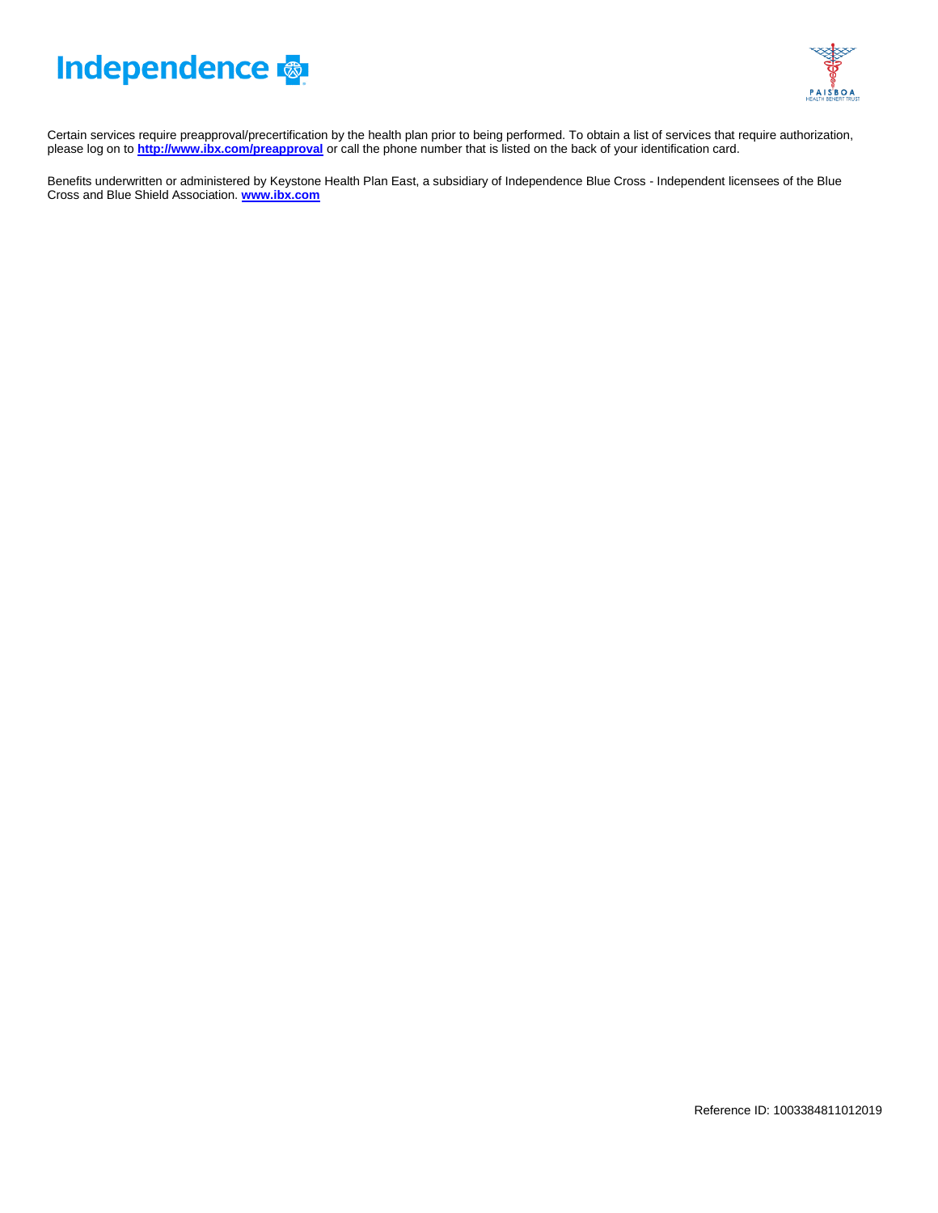Certain services require preapproval/precertification by the health plan prior to being performed. To obtain a list of services that require authorization, please log on to **http://www.ibx.com/preapproval** or call the phone number that is listed on the back of your identification card.

Benefits underwritten or administered by Keystone Health Plan East, a subsidiary of Independence Blue Cross - Independent licensees of the Blue Cross and Blue Shield Association. **www.ibx.com**

Reference ID: 1003384811012019